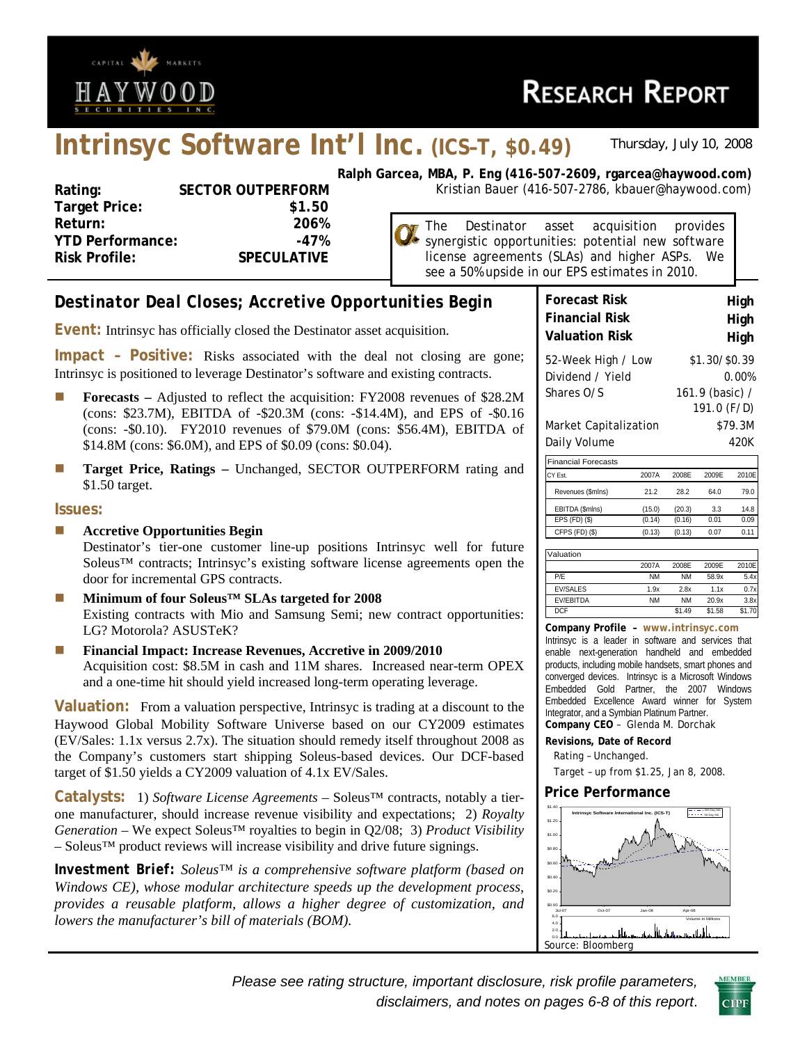# Intrinsyc Software Int'l Inc. (ICS–T, $0.49)

Thursday, July 10, 2008

**Ralph Garcea, MBA, P. Eng (416-507-2609, rgarcea@haywood.com)**
Kristian Bauer (416-507-2786, kbauer@haywood.com)

| | |
|---|---|
| **Rating:** | **SECTOR OUTPERFORM** |
| **Target Price:** | **$1.50** |
| **Return:** | **206%** |
| **YTD Performance:** | **-47%** |
| **Risk Profile:** | **SPECULATIVE** |

The Destinator asset acquisition provides synergistic opportunities: potential new software license agreements (SLAs) and higher ASPs. We see a 50% upside in our EPS estimates in 2010.

## Destinator Deal Closes; Accretive Opportunities Begin

**Event:** Intrinsyc has officially closed the Destinator asset acquisition.

**Impact – Positive:** Risks associated with the deal not closing are gone; Intrinsyc is positioned to leverage Destinator's software and existing contracts.

- **Forecasts –** Adjusted to reflect the acquisition: FY2008 revenues of $28.2M (cons: $23.7M), EBITDA of -$20.3M (cons: -$14.4M), and EPS of -$0.16 (cons: -$0.10). FY2010 revenues of $79.0M (cons: $56.4M), EBITDA of $14.8M (cons: $6.0M), and EPS of $0.09 (cons: $0.04).
- **Target Price, Ratings –** Unchanged, SECTOR OUTPERFORM rating and $1.50 target.

**Issues:**

- **Accretive Opportunities Begin**
  Destinator's tier-one customer line-up positions Intrinsyc well for future Soleus™ contracts; Intrinsyc's existing software license agreements open the door for incremental GPS contracts.
- **Minimum of four Soleus™ SLAs targeted for 2008**
  Existing contracts with Mio and Samsung Semi; new contract opportunities: LG? Motorola? ASUSTeK?
- **Financial Impact: Increase Revenues, Accretive in 2009/2010**
  Acquisition cost: $8.5M in cash and 11M shares. Increased near-term OPEX and a one-time hit should yield increased long-term operating leverage.

**Valuation:** From a valuation perspective, Intrinsyc is trading at a discount to the Haywood Global Mobility Software Universe based on our CY2009 estimates (EV/Sales: 1.1x versus 2.7x). The situation should remedy itself throughout 2008 as the Company's customers start shipping Soleus-based devices. Our DCF-based target of $1.50 yields a CY2009 valuation of 4.1x EV/Sales.

**Catalysts:** 1) *Software License Agreements* – Soleus™ contracts, notably a tier-one manufacturer, should increase revenue visibility and expectations; 2) *Royalty Generation* – We expect Soleus™ royalties to begin in Q2/08; 3) *Product Visibility* – Soleus™ product reviews will increase visibility and drive future signings.

**Investment Brief:** *Soleus™ is a comprehensive software platform (based on Windows CE), whose modular architecture speeds up the development process, provides a reusable platform, allows a higher degree of customization, and lowers the manufacturer's bill of materials (BOM).*

| | |
|---|---|
| **Forecast Risk** | **High** |
| **Financial Risk** | **High** |
| **Valuation Risk** | **High** |

| | |
|---|---|
| 52-Week High / Low | $1.30/$0.39 |
| Dividend / Yield | 0.00% |
| Shares O/S | 161.9 (basic) / 191.0 (F/D) |
| Market Capitalization | $79.3M |
| Daily Volume | 420K |

Financial Forecasts

| CY Est. | 2007A | 2008E | 2009E | 2010E |
|---|---|---|---|---|
| Revenues ($mlns) | 21.2 | 28.2 | 64.0 | 79.0 |
| EBITDA ($mlns) | (15.0) | (20.3) | 3.3 | 14.8 |
| EPS (FD) ($) | (0.14) | (0.16) | 0.01 | 0.09 |
| CFPS (FD) ($) | (0.13) | (0.13) | 0.07 | 0.11 |

Valuation

| | 2007A | 2008E | 2009E | 2010E |
|---|---|---|---|---|
| P/E | NM | NM | 58.9x | 5.4x |
| EV/SALES | 1.9x | 2.8x | 1.1x | 0.7x |
| EV/EBITDA | NM | NM | 20.9x | 3.8x |
| DCF | | $1.49 | $1.58 | $1.70 |

**Company Profile – www.intrinsyc.com**
Intrinsyc is a leader in software and services that enable next-generation handheld and embedded products, including mobile handsets, smart phones and converged devices. Intrinsyc is a Microsoft Windows Embedded Gold Partner, the 2007 Windows Embedded Excellence Award winner for System Integrator, and a Symbian Platinum Partner.
**Company CEO** – Glenda M. Dorchak

**Revisions, Date of Record**
Rating – Unchanged.
Target – up from $1.25, Jan 8, 2008.

**Price Performance**

Source: Bloomberg

*Please see rating structure, important disclosure, risk profile parameters, disclaimers, and notes on pages 6-8 of this report.*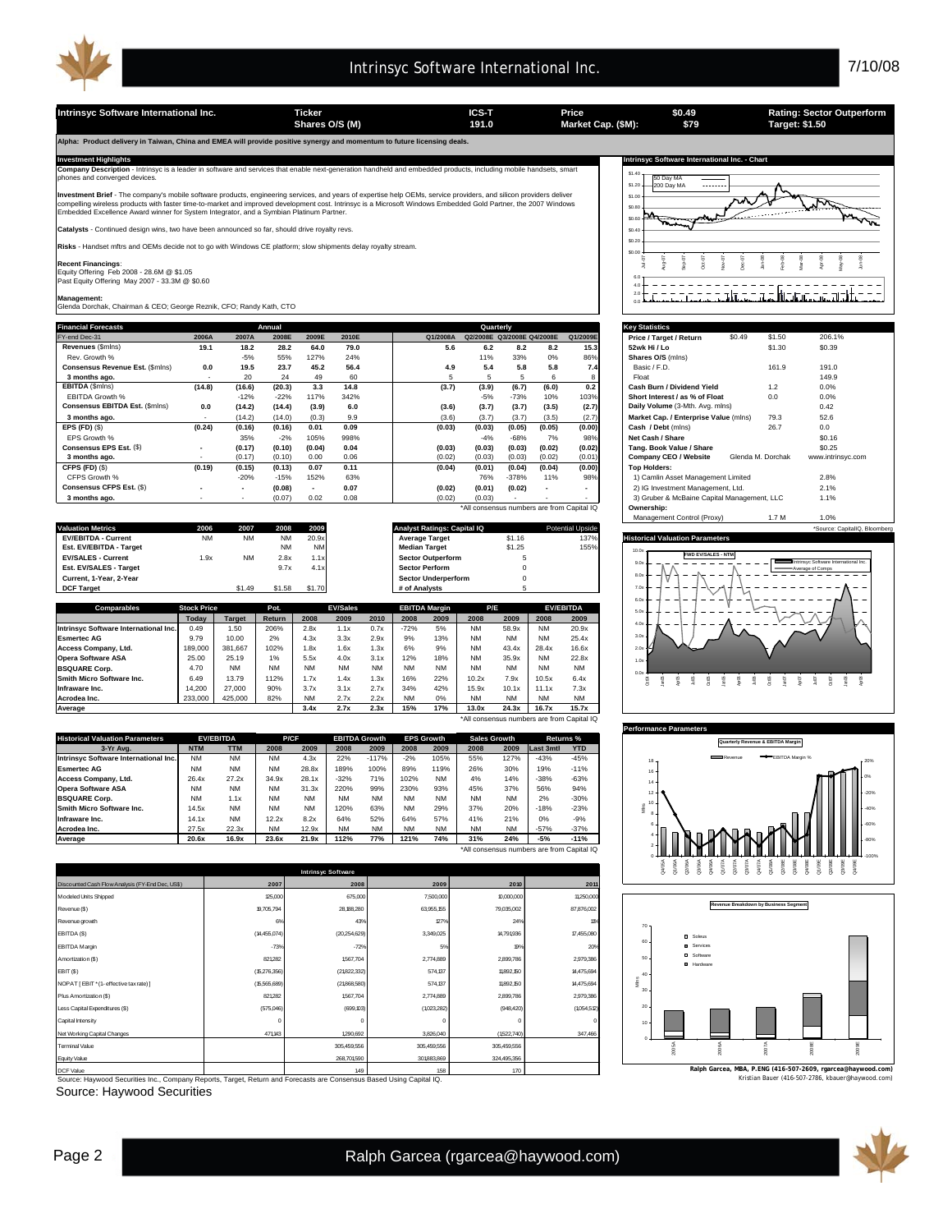# Intrinsyc Software International Inc.

7/10/08

| Intrinsyc Software International Inc. | Ticker Shares O/S (M) | ICS-T 191.0 | Price Market Cap. ($M): | $0.49 $79 | Rating: Sector Outperform Target: $1.50 |
|---|---|---|---|---|---|

**Alpha: Product delivery in Taiwan, China and EMEA will provide positive synergy and momentum to future licensing deals.**

## Investment Highlights

**Company Description** - Intrinsyc is a leader in software and services that enable next-generation handheld and embedded products, including mobile handsets, smart phones and converged devices.

**Investment Brief** - The company's mobile software products, engineering services, and years of expertise help OEMs, service providers, and silicon providers deliver compelling wireless products with faster time-to-market and improved development cost. Intrinsyc is a Microsoft Windows Embedded Gold Partner, the 2007 Windows Embedded Excellence Award winner for System Integrator, and a Symbian Platinum Partner.

**Catalysts** - Continued design wins, two have been announced so far, should drive royalty revs.

**Risks** - Handset mftrs and OEMs decide not to go with Windows CE platform; slow shipments delay royalty stream.

**Recent Financings**:
Equity Offering Feb 2008 - 28.6M @ $1.05
Past Equity Offering May 2007 - 33.3M @ $0.60

**Management:**
Glenda Dorchak, Chairman & CEO; George Reznik, CFO; Randy Kath, CTO

## Financial Forecasts

| FY-end Dec-31 | 2006A | 2007A | 2008E | 2009E | 2010E | Q1/2008A | Q2/2008E | Q3/2008E | Q4/2008E | Q1/2009E |
|---|---|---|---|---|---|---|---|---|---|---|
| **Revenues** ($mlns) | 19.1 | 18.2 | 28.2 | 64.0 | 79.0 | 5.6 | 6.2 | 8.2 | 8.2 | 15.3 |
| Rev. Growth % | | -5% | 55% | 127% | 24% | | 11% | 33% | 0% | 86% |
| **Consensus Revenue Est.** ($mlns) | 0.0 | 19.5 | 23.7 | 45.2 | 56.4 | 4.9 | 5.4 | 5.8 | 5.8 | 7.4 |
| 3 months ago. | - | 20 | 24 | 49 | 60 | 5 | 5 | 5 | 6 | 8 |
| **EBITDA** ($mlns) | (14.8) | (16.6) | (20.3) | 3.3 | 14.8 | (3.7) | (3.9) | (6.7) | (6.0) | 0.2 |
| EBITDA Growth % | | -12% | -22% | 117% | 342% | | -5% | -73% | 10% | 103% |
| **Consensus EBITDA Est.** ($mlns) | 0.0 | (14.2) | (14.4) | (3.9) | 6.0 | (3.6) | (3.7) | (3.7) | (3.5) | (2.7) |
| 3 months ago. | - | (14.2) | (14.0) | (0.3) | 9.9 | (3.6) | (3.7) | (3.7) | (3.5) | (2.7) |
| **EPS (FD)** ($) | (0.24) | (0.16) | (0.16) | 0.01 | 0.09 | (0.03) | (0.03) | (0.05) | (0.05) | (0.00) |
| EPS Growth % | | 35% | -2% | 105% | 998% | | -4% | -68% | 7% | 98% |
| **Consensus EPS Est.** ($) | - | (0.17) | (0.10) | (0.04) | 0.04 | (0.03) | (0.03) | (0.03) | (0.02) | (0.02) |
| 3 months ago. | - | (0.17) | (0.10) | 0.00 | 0.06 | (0.02) | (0.03) | (0.03) | (0.02) | (0.01) |
| **CFPS (FD)** ($) | (0.19) | (0.15) | (0.13) | 0.07 | 0.11 | (0.04) | (0.01) | (0.04) | (0.04) | (0.00) |
| CFPS Growth % | | -20% | -15% | 152% | 63% | | 76% | -378% | 11% | 98% |
| **Consensus CFPS Est.** ($) | - | - | (0.08) | - | 0.07 | (0.02) | (0.01) | (0.02) | - | - |
| 3 months ago. | - | - | (0.07) | 0.02 | 0.08 | (0.02) | (0.03) | - | - | - |

*All consensus numbers are from Capital IQ

## Key Statistics

| | | | |
|---|---|---|---|
| **Price / Target / Return** | $0.49 | $1.50 | 206.1% |
| **52wk Hi / Lo** | | $1.30 | $0.39 |
| **Shares O/S** (mlns) | | | |
| Basic / F.D. | | 161.9 | 191.0 |
| Float | | | 149.9 |
| **Cash Burn / Dividend Yield** | | 1.2 | 0.0% |
| **Short Interest / as % of Float** | | 0.0 | 0.0% |
| **Daily Volume** (3-Mth. Avg. mlns) | | | 0.42 |
| **Market Cap. / Enterprise Value** (mlns) | | 79.3 | 52.6 |
| **Cash / Debt** (mlns) | | 26.7 | 0.0 |
| **Net Cash / Share** | | | $0.16 |
| **Tang. Book Value / Share** | | | $0.25 |
| **Company CEO / Website** | Glenda M. Dorchak | | www.intrinsyc.com |
| **Top Holders:** | | | |
| 1) Camlin Asset Management Limited | | | 2.8% |
| 2) IG Investment Management, Ltd. | | | 2.1% |
| 3) Gruber & McBaine Capital Management, LLC | | | 1.1% |
| **Ownership:** | | | |
| Management Control (Proxy) | | 1.7 M | 1.0% |

*Source: CapitalIQ; Bloomberg

## Valuation Metrics

| Valuation Metrics | 2006 | 2007 | 2008 | 2009 |
|---|---|---|---|---|
| EV/EBITDA - Current | NM | NM | NM | 20.9x |
| Est. EV/EBITDA - Target | | | NM | NM |
| EV/SALES - Current | 1.9x | NM | 2.8x | 1.1x |
| Est. EV/SALES - Target | | | 9.7x | 4.1x |
| Current, 1-Year, 2-Year | | | | |
| DCF Target | | $1.49 | $1.58 | $1.70 |

| Analyst Ratings: Capital IQ | | Potential Upside |
|---|---|---|
| Average Target | $1.16 | 137% |
| Median Target | $1.25 | 155% |
| Sector Outperform | 5 | |
| Sector Perform | 0 | |
| Sector Underperform | 0 | |
| # of Analysts | 5 | |

## Comparables

| Comparables | Stock Price Today | Target | Pot. Return | EV/Sales 2008 | EV/Sales 2009 | EV/Sales 2010 | EBITDA Margin 2008 | EBITDA Margin 2009 | P/E 2008 | P/E 2009 | EV/EBITDA 2008 | EV/EBITDA 2009 |
|---|---|---|---|---|---|---|---|---|---|---|---|---|
| Intrinsyc Software International Inc. | 0.49 | 1.50 | 206% | 2.8x | 1.1x | 0.7x | -72% | 5% | NM | 58.9x | NM | 20.9x |
| Esmertec AG | 9.79 | 10.00 | 2% | 4.3x | 3.3x | 2.9x | 9% | 13% | NM | NM | NM | 25.4x |
| Access Company, Ltd. | 189,000 | 381,667 | 102% | 1.8x | 1.6x | 1.3x | 6% | 9% | NM | 43.4x | 28.4x | 16.6x |
| Opera Software ASA | 25.00 | 25.19 | 1% | 5.5x | 4.0x | 3.1x | 12% | 18% | NM | 35.9x | NM | 22.8x |
| BSQUARE Corp. | 4.70 | NM | NM | NM | NM | NM | NM | NM | NM | NM | NM | NM |
| Smith Micro Software Inc. | 6.49 | 13.79 | 112% | 1.7x | 1.4x | 1.3x | 16% | 22% | 10.2x | 7.9x | 10.5x | 6.4x |
| Infraware Inc. | 14,200 | 27,000 | 90% | 3.7x | 3.1x | 2.7x | 34% | 42% | 15.9x | 10.1x | 11.1x | 7.3x |
| Acrodea Inc. | 233,000 | 425,000 | 82% | NM | 2.7x | 2.2x | NM | 0% | NM | NM | NM | NM |
| **Average** | | | | 3.4x | 2.7x | 2.3x | 15% | 17% | 13.0x | 24.3x | 16.7x | 15.7x |

*All consensus numbers are from Capital IQ

## Historical Valuation Parameters

| 3-Yr Avg. | EV/EBITDA NTM | EV/EBITDA TTM | P/CF 2008 | P/CF 2009 | EBITDA Growth 2008 | EBITDA Growth 2009 | EPS Growth 2008 | EPS Growth 2009 | Sales Growth 2008 | Sales Growth 2009 | Returns % Last 3mtl | Returns % YTD |
|---|---|---|---|---|---|---|---|---|---|---|---|---|
| Intrinsyc Software International Inc. | NM | NM | NM | 4.3x | 22% | -117% | -2% | 105% | 55% | 127% | -43% | -45% |
| Esmertec AG | NM | NM | NM | 28.8x | 189% | 100% | 89% | 119% | 26% | 30% | 19% | -11% |
| Access Company, Ltd. | 26.4x | 27.2x | 34.9x | 28.1x | -32% | 71% | 102% | NM | 4% | 14% | -38% | -63% |
| Opera Software ASA | NM | NM | NM | 31.3x | 220% | 99% | 230% | 93% | 45% | 37% | 56% | 94% |
| BSQUARE Corp. | NM | 1.1x | NM | NM | NM | NM | NM | NM | NM | NM | 2% | -30% |
| Smith Micro Software Inc. | 14.5x | NM | NM | NM | 120% | 63% | NM | 29% | 37% | 20% | -18% | -23% |
| Infraware Inc. | 14.1x | NM | 12.2x | 8.2x | 64% | 52% | 64% | 57% | 41% | 21% | 0% | -9% |
| Acrodea Inc. | 27.5x | 22.3x | NM | 12.9x | NM | NM | NM | NM | NM | NM | -57% | -37% |
| **Average** | 20.6x | 16.9x | 23.6x | 21.9x | 112% | 77% | 121% | 74% | 31% | 24% | -5% | -11% |

*All consensus numbers are from Capital IQ

## Intrinsyc Software

| Discounted Cash Flow Analysis (FY-End Dec, US$) | 2007 | 2008 | 2009 | 2010 | 2011 |
|---|---|---|---|---|---|
| Modeled Units Shipped | 125,000 | 675,000 | 7,500,000 | 10,000,000 | 11,250,000 |
| Revenue ($) | 18,705,794 | 28,188,280 | 63,955,155 | 79,035,002 | 87,876,002 |
| Revenue growth | 6% | 43% | 127% | 24% | 11% |
| EBITDA ($) | (14,455,074) | (20,254,629) | 3,349,025 | 14,791,936 | 17,455,080 |
| EBITDA Margin | -73% | -72% | 5% | 19% | 20% |
| Amortization ($) | 821,282 | 1,567,704 | 2,774,889 | 2,899,786 | 2,979,386 |
| EBIT ($) | (15,276,356) | (21,822,332) | 574,137 | 11,892,150 | 14,475,694 |
| NOPAT [ EBIT * (1 - effective tax rate) ] | (15,565,689) | (21,868,580) | 574,137 | 11,892,150 | 14,475,694 |
| Plus Amortization ($) | 821,282 | 1,567,704 | 2,774,889 | 2,899,786 | 2,979,386 |
| Less Capital Expenditures ($) | (575,046) | (699,103) | (1,023,282) | (948,420) | (1,054,512) |
| Capital Intensity | 0 | 0 | 0 | 0 | 0 |
| Net Working Capital Changes | 471,143 | 1,290,692 | 3,826,040 | (1,522,740) | 347,466 |
| Terminal Value | | 305,459,556 | 305,459,556 | 305,459,556 | |
| Equity Value | | 268,701,590 | 301,883,869 | 324,495,356 | |
| DCF Value | | 149 | 158 | 170 | |

Source: Haywood Securities Inc., Company Reports, Target, Return and Forecasts are Consensus Based Using Capital IQ.

Source: Haywood Securities

Ralph Garcea, MBA, P.ENG (416-507-2609, rgarcea@haywood.com)
Kristian Bauer (416-507-2786, kbauer@haywood.com)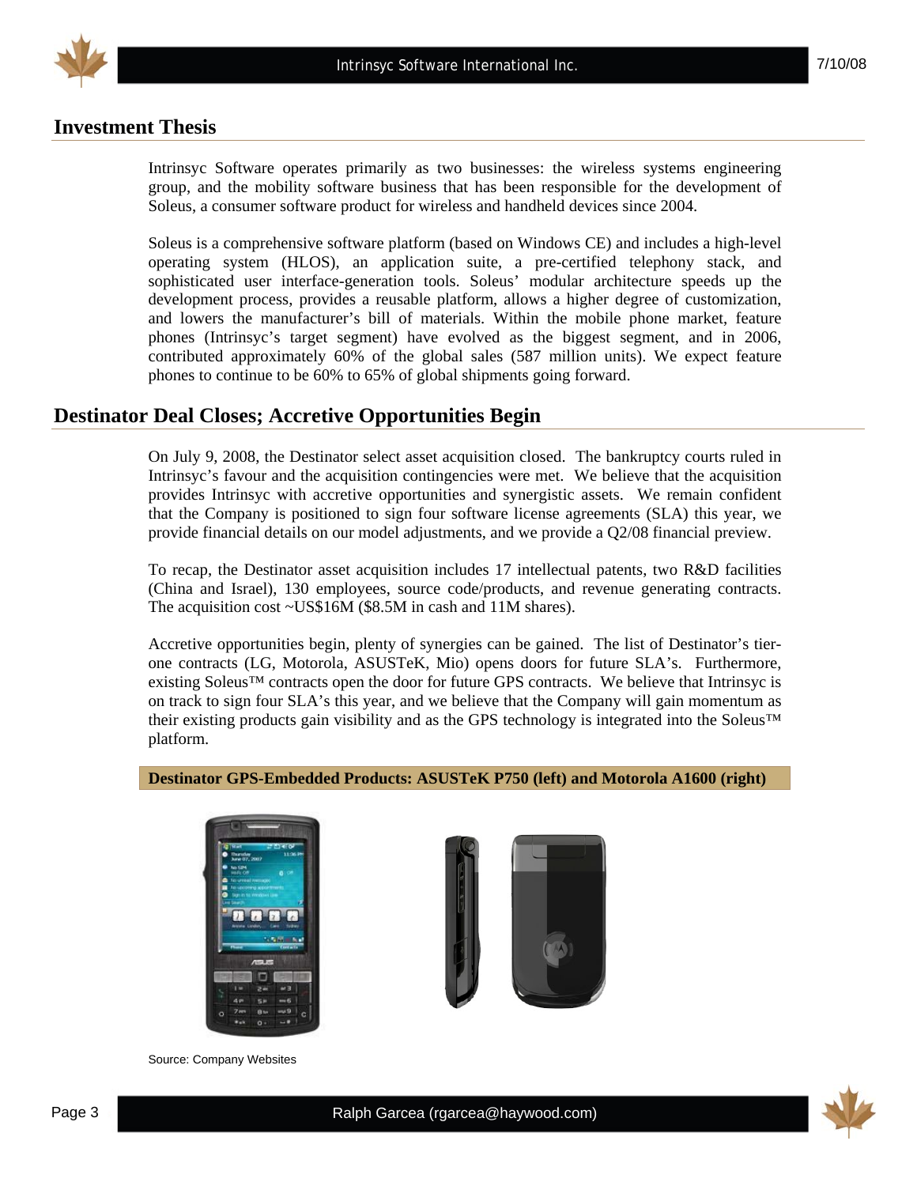## Investment Thesis

Intrinsyc Software operates primarily as two businesses: the wireless systems engineering group, and the mobility software business that has been responsible for the development of Soleus, a consumer software product for wireless and handheld devices since 2004.

Soleus is a comprehensive software platform (based on Windows CE) and includes a high-level operating system (HLOS), an application suite, a pre-certified telephony stack, and sophisticated user interface-generation tools. Soleus' modular architecture speeds up the development process, provides a reusable platform, allows a higher degree of customization, and lowers the manufacturer's bill of materials. Within the mobile phone market, feature phones (Intrinsyc's target segment) have evolved as the biggest segment, and in 2006, contributed approximately 60% of the global sales (587 million units). We expect feature phones to continue to be 60% to 65% of global shipments going forward.

## Destinator Deal Closes; Accretive Opportunities Begin

On July 9, 2008, the Destinator select asset acquisition closed. The bankruptcy courts ruled in Intrinsyc's favour and the acquisition contingencies were met. We believe that the acquisition provides Intrinsyc with accretive opportunities and synergistic assets. We remain confident that the Company is positioned to sign four software license agreements (SLA) this year, we provide financial details on our model adjustments, and we provide a Q2/08 financial preview.

To recap, the Destinator asset acquisition includes 17 intellectual patents, two R&D facilities (China and Israel), 130 employees, source code/products, and revenue generating contracts. The acquisition cost ~US$16M ($8.5M in cash and 11M shares).

Accretive opportunities begin, plenty of synergies can be gained. The list of Destinator's tier-one contracts (LG, Motorola, ASUSTeK, Mio) opens doors for future SLA's. Furthermore, existing Soleus™ contracts open the door for future GPS contracts. We believe that Intrinsyc is on track to sign four SLA's this year, and we believe that the Company will gain momentum as their existing products gain visibility and as the GPS technology is integrated into the Soleus™ platform.

**Destinator GPS-Embedded Products: ASUSTeK P750 (left) and Motorola A1600 (right)**

Source: Company Websites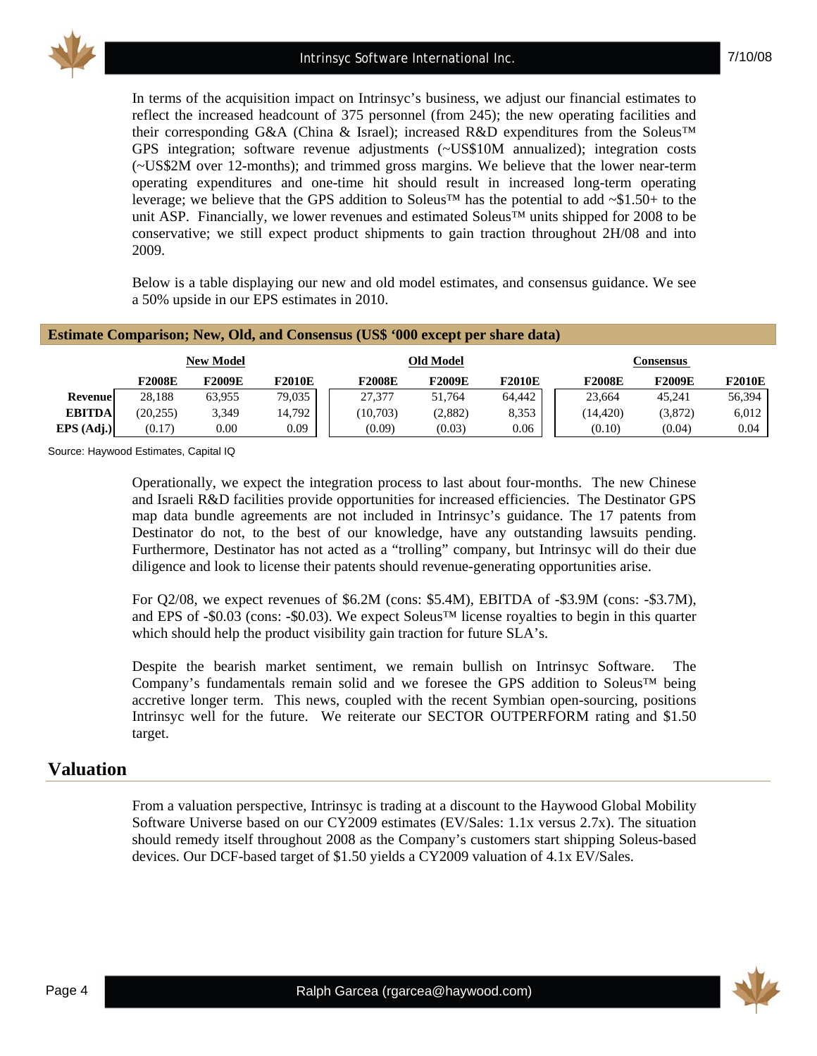In terms of the acquisition impact on Intrinsyc's business, we adjust our financial estimates to reflect the increased headcount of 375 personnel (from 245); the new operating facilities and their corresponding G&A (China & Israel); increased R&D expenditures from the Soleus™ GPS integration; software revenue adjustments (~US$10M annualized); integration costs (~US$2M over 12-months); and trimmed gross margins. We believe that the lower near-term operating expenditures and one-time hit should result in increased long-term operating leverage; we believe that the GPS addition to Soleus™ has the potential to add ~$1.50+ to the unit ASP. Financially, we lower revenues and estimated Soleus™ units shipped for 2008 to be conservative; we still expect product shipments to gain traction throughout 2H/08 and into 2009.

Below is a table displaying our new and old model estimates, and consensus guidance. We see a 50% upside in our EPS estimates in 2010.

**Estimate Comparison; New, Old, and Consensus (US$ '000 except per share data)**

| | New Model | | | Old Model | | | Consensus | | |
|---|---|---|---|---|---|---|---|---|---|
| | F2008E | F2009E | F2010E | F2008E | F2009E | F2010E | F2008E | F2009E | F2010E |
| **Revenue** | 28,188 | 63,955 | 79,035 | 27,377 | 51,764 | 64,442 | 23,664 | 45,241 | 56,394 |
| **EBITDA** | (20,255) | 3,349 | 14,792 | (10,703) | (2,882) | 8,353 | (14,420) | (3,872) | 6,012 |
| **EPS (Adj.)** | (0.17) | 0.00 | 0.09 | (0.09) | (0.03) | 0.06 | (0.10) | (0.04) | 0.04 |

Source: Haywood Estimates, Capital IQ

Operationally, we expect the integration process to last about four-months. The new Chinese and Israeli R&D facilities provide opportunities for increased efficiencies. The Destinator GPS map data bundle agreements are not included in Intrinsyc's guidance. The 17 patents from Destinator do not, to the best of our knowledge, have any outstanding lawsuits pending. Furthermore, Destinator has not acted as a "trolling" company, but Intrinsyc will do their due diligence and look to license their patents should revenue-generating opportunities arise.

For Q2/08, we expect revenues of $6.2M (cons: $5.4M), EBITDA of -$3.9M (cons: -$3.7M), and EPS of -$0.03 (cons: -$0.03). We expect Soleus™ license royalties to begin in this quarter which should help the product visibility gain traction for future SLA's.

Despite the bearish market sentiment, we remain bullish on Intrinsyc Software. The Company's fundamentals remain solid and we foresee the GPS addition to Soleus™ being accretive longer term. This news, coupled with the recent Symbian open-sourcing, positions Intrinsyc well for the future. We reiterate our SECTOR OUTPERFORM rating and $1.50 target.

## Valuation

From a valuation perspective, Intrinsyc is trading at a discount to the Haywood Global Mobility Software Universe based on our CY2009 estimates (EV/Sales: 1.1x versus 2.7x). The situation should remedy itself throughout 2008 as the Company's customers start shipping Soleus-based devices. Our DCF-based target of $1.50 yields a CY2009 valuation of 4.1x EV/Sales.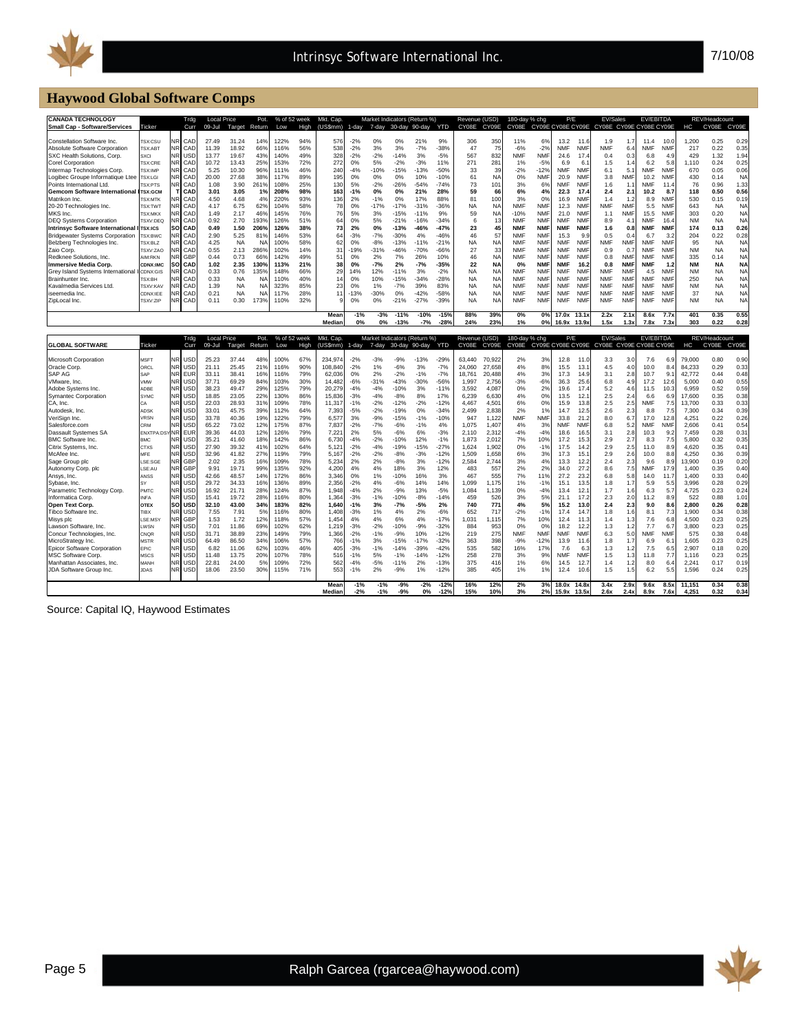## Haywood Global Software Comps

| CANADA TECHNOLOGY Small Cap - Software/Services | Ticker | | Trdg Curr | Local Price 09-Jul | Target | Pot. Return | % of 52 week Low | High | Mkt. Cap. (US$mm) | Market Indicators (Return %) 1-day | 7-day | 30-day | 90-day | YTD | Revenue (USD) CY08E | CY09E | 180-day % chg CY08E | CY09E | P/E CY08E | CY09E | EV/Sales CY08E | CY09E | EV/EBITDA CY08E | CY09E | HC | REV/Headcount CY08E | CY09E |
|---|---|---|---|---|---|---|---|---|---|---|---|---|---|---|---|---|---|---|---|---|---|---|---|---|---|---|---|
| Constellation Software Inc. | TSX:CSU | NR | CAD | 27.49 | 31.24 | 14% | 122% | 94% | 576 | -2% | 0% | 0% | 21% | 9% | 306 | 350 | 11% | 6% | 13.2 | 11.6 | 1.9 | 1.7 | 11.4 | 10.0 | 1,200 | 0.25 | 0.29 |
| Absolute Software Corporation | TSX:ABT | NR | CAD | 11.39 | 18.92 | 66% | 116% | 56% | 538 | -2% | 3% | 3% | -7% | -38% | 47 | 75 | -6% | -2% | NMF | NMF | NMF | 6.4 | NMF | NMF | 217 | 0.22 | 0.35 |
| SXC Health Solutions, Corp. | SXCI | NR | USD | 13.77 | 19.67 | 43% | 140% | 49% | 328 | -2% | -2% | -14% | 3% | -5% | 567 | 832 | NMF | NMF | 24.6 | 17.4 | 0.4 | 0.3 | 6.8 | 4.9 | 429 | 1.32 | 1.94 |
| Corel Corporation | TSX:CRE | NR | CAD | 10.72 | 13.43 | 25% | 153% | 72% | 272 | 0% | 5% | -2% | -3% | 11% | 271 | 281 | 1% | -5% | 6.9 | 6.1 | 1.5 | 1.4 | 6.2 | 5.8 | 1,110 | 0.24 | 0.25 |
| Intermap Technologies Corp. | TSX:IMP | NR | CAD | 5.25 | 10.30 | 96% | 111% | 46% | 240 | -4% | -10% | -15% | -13% | -50% | 33 | 39 | -2% | -12% | NMF | NMF | 6.1 | 5.1 | NMF | NMF | 670 | 0.05 | 0.06 |
| Logibec Groupe Informatique Ltee | TSX:LGI | NR | CAD | 20.00 | 27.68 | 38% | 117% | 89% | 195 | 0% | 0% | 0% | 10% | -10% | 61 | NA | 0% | NMF | 20.9 | NMF | 3.8 | NMF | 10.2 | NMF | 430 | 0.14 | NA |
| Points International Ltd. | TSX:PTS | NR | CAD | 1.08 | 3.90 | 261% | 108% | 25% | 130 | 5% | -2% | -26% | -54% | -74% | 73 | 101 | 3% | 6% | NMF | NMF | 1.6 | 1.1 | NMF | 11.4 | 76 | 0.96 | 1.33 |
| **Gemcom Software International** | **TSX:GCM** | **T** | **CAD** | **3.01** | **3.05** | **1%** | **208%** | **98%** | **163** | **-1%** | **0%** | **0%** | **21%** | **28%** | **59** | **66** | **6%** | **4%** | **22.3** | **17.4** | **2.4** | **2.1** | **10.2** | **8.7** | **118** | **0.50** | **0.56** |
| Matrikon Inc. | TSX:MTK | NR | CAD | 4.50 | 4.68 | 4% | 220% | 93% | 136 | 2% | -1% | 0% | 17% | 88% | 81 | 100 | 3% | 0% | 16.9 | NMF | 1.4 | 1.2 | 8.9 | NMF | 530 | 0.15 | 0.19 |
| 20-20 Technologies Inc. | TSX:TWT | NR | CAD | 4.17 | 6.75 | 62% | 104% | 58% | 78 | 0% | -17% | -17% | -31% | -36% | NA | NA | NMF | NMF | 12.3 | NMF | NMF | NMF | 5.5 | NMF | 643 | NA | NA |
| MKS Inc. | TSX:MKX | NR | CAD | 1.49 | 2.17 | 46% | 145% | 76% | 76 | 5% | 3% | -15% | -11% | 9% | 59 | NA | -10% | NMF | 21.0 | NMF | 1.1 | NMF | 15.5 | NMF | 303 | 0.20 | NA |
| DEQ Systems Corporation | TSXV:DEQ | NR | CAD | 0.92 | 2.70 | 193% | 126% | 51% | 64 | 0% | 5% | -21% | -16% | -34% | 6 | 13 | NMF | NMF | NMF | NMF | 8.9 | 4.1 | NMF | 16.4 | NM | NA | NA |
| **Intrinsyc Software International I** | **TSX:ICS** | **SO** | **CAD** | **0.49** | **1.50** | **206%** | **126%** | **38%** | **73** | **2%** | **0%** | **-13%** | **-46%** | **-47%** | **23** | **45** | **NMF** | **NMF** | **NMF** | **NMF** | **1.6** | **0.8** | **NMF** | **NMF** | **174** | **0.13** | **0.26** |
| Bridgewater Systems Corporation | TSX:BWC | NR | CAD | 2.90 | 5.25 | 81% | 146% | 53% | 64 | -3% | -7% | -30% | 4% | -46% | 46 | 57 | NMF | NMF | 15.3 | 9.9 | 0.5 | 0.4 | 6.7 | 3.2 | 204 | 0.22 | 0.28 |
| Belzberg Technologies Inc. | TSX:BLZ | NR | CAD | 4.25 | NA | NA | 100% | 58% | 62 | 0% | -8% | -13% | -11% | -21% | NA | NA | NMF | NMF | NMF | NMF | NMF | NMF | NMF | NMF | 95 | NA | NA |
| Zaio Corp. | TSXV:ZAO | NR | CAD | 0.55 | 2.13 | 286% | 102% | 14% | 31 | -19% | -31% | -46% | -70% | -66% | 27 | 33 | NMF | NMF | NMF | NMF | 0.9 | 0.7 | NMF | NMF | NM | NA | NA |
| Redknee Solutions, Inc. | AIM:RKN | NR | GBP | 0.44 | 0.73 | 66% | 142% | 49% | 51 | 0% | 2% | 7% | 26% | 10% | 46 | NA | NMF | NMF | NMF | NMF | 0.8 | NMF | NMF | NMF | 335 | 0.14 | NA |
| **Immersive Media Corp.** | **CDNX:IMC** | **SO** | **CAD** | **1.02** | **2.35** | **130%** | **113%** | **21%** | **38** | **0%** | **-7%** | **2%** | **-7%** | **-35%** | **22** | **NA** | **0%** | **NMF** | **NMF** | **16.2** | **0.8** | **NMF** | **NMF** | **1.2** | **NM** | **NA** | **NA** |
| Grey Island Systems International I | CDNX:GIS | NR | CAD | 0.33 | 0.76 | 135% | 148% | 66% | 29 | 14% | 12% | -11% | 3% | -2% | NA | NA | NMF | NMF | NMF | NMF | NMF | NMF | 4.5 | NMF | NM | NA | NA |
| Brainhunter Inc. | TSX:BH | NR | CAD | 0.33 | NA | NA | 110% | 40% | 14 | 0% | 10% | -15% | -34% | -28% | NA | NA | NMF | NMF | NMF | NMF | NMF | NMF | NMF | NMF | 250 | NA | NA |
| Kavalmedia Services Ltd. | TSXV:KAV | NR | CAD | 1.39 | NA | NA | 323% | 85% | 23 | 0% | 1% | -7% | 39% | 83% | NA | NA | NMF | NMF | NMF | NMF | NMF | NMF | NMF | NMF | NM | NA | NA |
| iseemedia Inc. | CDNX:IEE | NR | CAD | 0.21 | NA | NA | 117% | 28% | 11 | -13% | -30% | 0% | -42% | -58% | NA | NA | NMF | NMF | NMF | NMF | NMF | NMF | NMF | NMF | 37 | NA | NA |
| ZipLocal Inc. | TSXV:ZIP | NR | CAD | 0.11 | 0.30 | 173% | 110% | 32% | 9 | 0% | 0% | -21% | -27% | -39% | NA | NA | NMF | NMF | NMF | NMF | NMF | NMF | NMF | NMF | NM | NA | NA |
| | | | | | | | | | **Mean** | **-1%** | **-3%** | **-11%** | **-10%** | **-15%** | **88%** | **39%** | **0%** | **0%** | **17.0x** | **13.1x** | **2.2x** | **2.1x** | **8.6x** | **7.7x** | **401** | **0.35** | **0.55** |
| | | | | | | | | | **Median** | **0%** | **0%** | **-13%** | **-7%** | **-28%** | **24%** | **23%** | **1%** | **0%** | **16.9x** | **13.9x** | **1.5x** | **1.3x** | **7.8x** | **7.3x** | **303** | **0.22** | **0.28** |

| GLOBAL SOFTWARE | Ticker | | Trdg Curr | Local Price 09-Jul | Target | Pot. Return | % of 52 week Low | High | Mkt. Cap. (US$mm) | Market Indicators (Return %) 1-day | 7-day | 30-day | 90-day | YTD | Revenue (USD) CY08E | CY09E | 180-day % chg CY08E | CY09E | P/E CY08E | CY09E | EV/Sales CY08E | CY09E | EV/EBITDA CY08E | CY09E | HC | REV/Headcount CY08E | CY09E |
|---|---|---|---|---|---|---|---|---|---|---|---|---|---|---|---|---|---|---|---|---|---|---|---|---|---|---|---|
| Microsoft Corporation | MSFT | NR | USD | 25.23 | 37.44 | 48% | 100% | 67% | 234,974 | -2% | -3% | -9% | -13% | -29% | 63,440 | 70,922 | 2% | 3% | 12.8 | 11.0 | 3.3 | 3.0 | 7.6 | 6.9 | 79,000 | 0.80 | 0.90 |
| Oracle Corp. | ORCL | NR | USD | 21.11 | 25.45 | 21% | 116% | 90% | 108,840 | -2% | 1% | -6% | 3% | -7% | 24,060 | 27,658 | 4% | 8% | 15.5 | 13.1 | 4.5 | 4.0 | 10.0 | 8.4 | 84,233 | 0.29 | 0.33 |
| SAP AG | SAP | NR | EUR | 33.11 | 38.41 | 16% | 116% | 79% | 62,036 | 0% | 2% | -2% | -1% | -7% | 18,761 | 20,488 | 4% | 3% | 17.3 | 14.9 | 3.1 | 2.8 | 10.7 | 9.1 | 42,772 | 0.44 | 0.48 |
| VMware, Inc. | VMW | NR | USD | 37.71 | 69.29 | 84% | 103% | 30% | 14,482 | -6% | -31% | -43% | -30% | -56% | 1,997 | 2,756 | -3% | -6% | 36.3 | 25.6 | 6.8 | 4.9 | 17.2 | 12.6 | 5,000 | 0.40 | 0.55 |
| Adobe Systems Inc. | ADBE | NR | USD | 38.23 | 49.47 | 29% | 125% | 79% | 20,279 | -4% | -4% | -10% | 3% | -11% | 3,592 | 4,087 | 0% | 2% | 19.6 | 17.4 | 5.2 | 4.6 | 11.5 | 10.3 | 6,959 | 0.52 | 0.59 |
| Symantec Corporation | SYMC | NR | USD | 18.85 | 23.05 | 22% | 130% | 86% | 15,836 | -3% | -4% | -8% | 8% | 17% | 6,239 | 6,630 | 4% | 0% | 13.5 | 12.1 | 2.5 | 2.4 | 6.6 | 6.9 | 17,600 | 0.35 | 0.38 |
| CA, Inc. | CA | NR | USD | 22.03 | 28.93 | 31% | 109% | 78% | 11,317 | -1% | -2% | -12% | -2% | -12% | 4,467 | 4,501 | 6% | 0% | 15.9 | 13.8 | 2.5 | 2.5 | NMF | 7.5 | 13,700 | 0.33 | 0.33 |
| Autodesk, Inc. | ADSK | NR | USD | 33.01 | 45.75 | 39% | 112% | 64% | 7,393 | -5% | -2% | -19% | 0% | -34% | 2,499 | 2,838 | 2% | 1% | 14.7 | 12.5 | 2.6 | 2.3 | 8.8 | 7.5 | 7,300 | 0.34 | 0.39 |
| VeriSign Inc. | VRSN | NR | USD | 33.78 | 40.36 | 19% | 122% | 79% | 6,577 | 3% | -9% | -15% | -1% | -10% | 947 | 1,122 | NMF | NMF | 33.8 | 21.2 | 8.0 | 6.7 | 17.0 | 12.8 | 4,251 | 0.22 | 0.26 |
| Salesforce.com | CRM | NR | USD | 65.22 | 73.02 | 12% | 175% | 87% | 7,837 | -2% | -7% | -6% | -1% | 4% | 1,075 | 1,407 | 4% | 3% | NMF | NMF | 6.8 | 5.2 | NMF | NMF | 2,606 | 0.41 | 0.54 |
| Dassault Systemes SA | ENXTPA:DSY | NR | EUR | 39.36 | 44.03 | 12% | 126% | 79% | 7,221 | 2% | 5% | -6% | 6% | -3% | 2,110 | 2,312 | -4% | -4% | 18.6 | 16.5 | 3.1 | 2.8 | 10.3 | 9.2 | 7,459 | 0.28 | 0.31 |
| BMC Software Inc. | BMC | NR | USD | 35.21 | 41.60 | 18% | 142% | 86% | 6,730 | -4% | -2% | -10% | 12% | -1% | 1,873 | 2,012 | 7% | 10% | 17.2 | 15.3 | 2.9 | 2.7 | 8.3 | 7.5 | 5,800 | 0.32 | 0.35 |
| Citrix Systems, Inc. | CTXS | NR | USD | 27.90 | 39.32 | 41% | 102% | 64% | 5,121 | -2% | -4% | -19% | -15% | -27% | 1,624 | 1,902 | 0% | -1% | 17.5 | 14.2 | 2.9 | 2.5 | 11.0 | 8.9 | 4,620 | 0.35 | 0.41 |
| McAfee Inc. | MFE | NR | USD | 32.96 | 41.82 | 27% | 119% | 79% | 5,167 | -2% | -2% | -8% | -3% | -12% | 1,509 | 1,658 | 6% | 3% | 17.3 | 15.1 | 2.9 | 2.6 | 10.0 | 8.8 | 4,250 | 0.36 | 0.39 |
| Sage Group plc | LSE:SGE | NR | GBP | 2.02 | 2.35 | 16% | 109% | 78% | 5,234 | 2% | 2% | -8% | 3% | -12% | 2,584 | 2,744 | 3% | 4% | 13.3 | 12.2 | 2.4 | 2.3 | 9.6 | 8.9 | 13,900 | 0.19 | 0.20 |
| Autonomy Corp. plc | LSE:AU | NR | GBP | 9.91 | 19.71 | 99% | 135% | 92% | 4,200 | 4% | 4% | 18% | 3% | 12% | 483 | 557 | 2% | 2% | 34.0 | 27.2 | 8.6 | 7.5 | NMF | 17.9 | 1,400 | 0.35 | 0.40 |
| Ansys, Inc. | ANSS | NR | USD | 42.66 | 48.57 | 14% | 172% | 86% | 3,346 | 0% | 1% | -10% | 16% | 3% | 467 | 555 | 7% | 11% | 27.2 | 23.2 | 6.8 | 5.8 | 14.0 | 11.7 | 1,400 | 0.33 | 0.40 |
| Sybase, Inc. | SY | NR | USD | 29.72 | 34.33 | 16% | 136% | 89% | 2,356 | -2% | 4% | -6% | 14% | 14% | 1,099 | 1,175 | 1% | -1% | 15.1 | 13.5 | 1.8 | 1.7 | 5.9 | 5.5 | 3,996 | 0.28 | 0.29 |
| Parametric Technology Corp. | PMTC | NR | USD | 16.92 | 21.71 | 28% | 124% | 87% | 1,948 | -4% | 2% | -9% | 13% | -5% | 1,084 | 1,139 | 0% | -4% | 13.4 | 12.1 | 1.7 | 1.6 | 6.3 | 5.7 | 4,725 | 0.23 | 0.24 |
| Informatica Corp. | INFA | NR | USD | 15.41 | 19.72 | 28% | 116% | 80% | 1,364 | -3% | -1% | -10% | -8% | -14% | 459 | 526 | 3% | 5% | 21.1 | 17.2 | 2.3 | 2.0 | 11.2 | 8.9 | 522 | 0.88 | 1.01 |
| **Open Text Corp.** | **OTEX** | **SO** | **USD** | **32.10** | **43.00** | **34%** | **183%** | **82%** | **1,640** | **-1%** | **3%** | **-7%** | **-5%** | **2%** | **740** | **771** | **4%** | **5%** | **15.2** | **13.0** | **2.4** | **2.3** | **9.0** | **8.6** | **2,800** | **0.26** | **0.28** |
| Tibco Software Inc. | TIBX | NR | USD | 7.55 | 7.91 | 5% | 116% | 80% | 1,408 | -3% | 1% | 4% | 2% | -6% | 652 | 717 | -2% | -1% | 17.4 | 14.7 | 1.8 | 1.6 | 8.1 | 7.3 | 1,900 | 0.34 | 0.38 |
| Misys plc | LSE:MSY | NR | GBP | 1.53 | 1.72 | 12% | 118% | 57% | 1,454 | 4% | 4% | 6% | 4% | -17% | 1,031 | 1,115 | 7% | 10% | 12.4 | 11.3 | 1.4 | 1.3 | 7.6 | 6.8 | 4,500 | 0.23 | 0.25 |
| Lawson Software, Inc. | LWSN | NR | USD | 7.01 | 11.86 | 69% | 102% | 62% | 1,219 | -3% | -2% | -10% | -9% | -32% | 884 | 953 | 0% | 0% | 18.2 | 12.2 | 1.3 | 1.2 | 7.7 | 6.7 | 3,800 | 0.23 | 0.25 |
| Concur Technologies, Inc. | CNQR | NR | USD | 31.71 | 38.89 | 23% | 149% | 79% | 1,366 | -2% | -1% | -9% | 10% | -12% | 219 | 275 | NMF | NMF | NMF | NMF | 6.3 | 5.0 | NMF | NMF | 575 | 0.38 | 0.48 |
| MicroStrategy Inc. | MSTR | NR | USD | 64.49 | 86.50 | 34% | 106% | 57% | 766 | -1% | 3% | -15% | -17% | -32% | 363 | 398 | -9% | -12% | 13.9 | 11.6 | 1.8 | 1.7 | 6.9 | 6.1 | 1,605 | 0.23 | 0.25 |
| Epicor Software Corporation | EPIC | NR | USD | 6.82 | 11.06 | 62% | 103% | 46% | 405 | -3% | -1% | -14% | -39% | -42% | 535 | 582 | 16% | 17% | 7.6 | 6.3 | 1.3 | 1.2 | 7.5 | 6.5 | 2,907 | 0.18 | 0.20 |
| MSC Software Corp. | MSCS | NR | USD | 11.48 | 13.75 | 20% | 107% | 78% | 516 | -1% | 5% | -1% | -14% | -12% | 258 | 278 | 3% | 9% | NMF | NMF | 1.5 | 1.3 | 11.8 | 7.7 | 1,116 | 0.23 | 0.25 |
| Manhattan Associates, Inc. | MANH | NR | USD | 22.81 | 24.00 | 5% | 109% | 72% | 562 | -4% | -5% | -11% | 2% | -13% | 375 | 416 | 1% | 6% | 14.5 | 12.7 | 1.4 | 1.2 | 8.0 | 6.4 | 2,241 | 0.17 | 0.19 |
| JDA Software Group Inc. | JDAS | NR | USD | 18.06 | 23.50 | 30% | 115% | 71% | 553 | -1% | 2% | -9% | 1% | -12% | 385 | 405 | 1% | 1% | 12.4 | 10.6 | 1.5 | 1.5 | 6.2 | 5.5 | 1,596 | 0.24 | 0.25 |
| | | | | | | | | | **Mean** | **-1%** | **-1%** | **-9%** | **-2%** | **-12%** | **16%** | **12%** | **2%** | **3%** | **18.0x** | **14.8x** | **3.4x** | **2.9x** | **9.6x** | **8.5x** | **11,151** | **0.34** | **0.38** |
| | | | | | | | | | **Median** | **-2%** | **-1%** | **-9%** | **0%** | **-12%** | **15%** | **10%** | **3%** | **2%** | **15.9x** | **13.5x** | **2.6x** | **2.4x** | **8.9x** | **7.6x** | **4,251** | **0.32** | **0.34** |

Source: Capital IQ, Haywood Estimates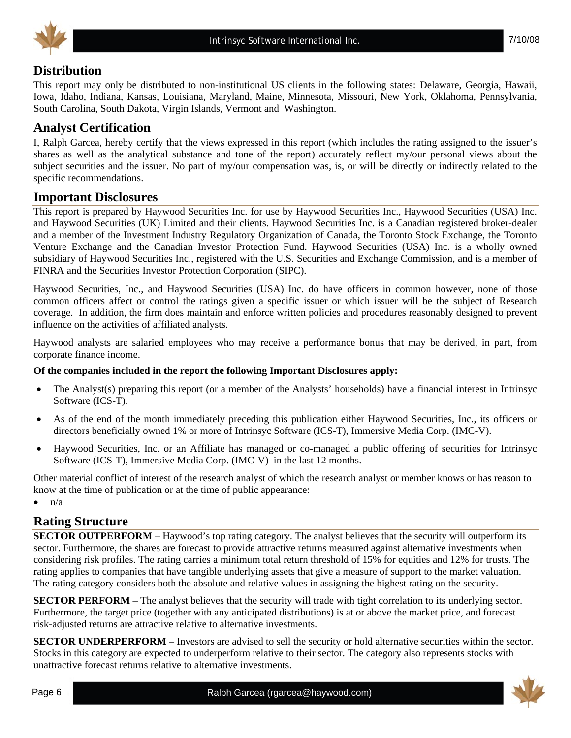## Distribution

This report may only be distributed to non-institutional US clients in the following states: Delaware, Georgia, Hawaii, Iowa, Idaho, Indiana, Kansas, Louisiana, Maryland, Maine, Minnesota, Missouri, New York, Oklahoma, Pennsylvania, South Carolina, South Dakota, Virgin Islands, Vermont and Washington.

## Analyst Certification

I, Ralph Garcea, hereby certify that the views expressed in this report (which includes the rating assigned to the issuer's shares as well as the analytical substance and tone of the report) accurately reflect my/our personal views about the subject securities and the issuer. No part of my/our compensation was, is, or will be directly or indirectly related to the specific recommendations.

## Important Disclosures

This report is prepared by Haywood Securities Inc. for use by Haywood Securities Inc., Haywood Securities (USA) Inc. and Haywood Securities (UK) Limited and their clients. Haywood Securities Inc. is a Canadian registered broker-dealer and a member of the Investment Industry Regulatory Organization of Canada, the Toronto Stock Exchange, the Toronto Venture Exchange and the Canadian Investor Protection Fund. Haywood Securities (USA) Inc. is a wholly owned subsidiary of Haywood Securities Inc., registered with the U.S. Securities and Exchange Commission, and is a member of FINRA and the Securities Investor Protection Corporation (SIPC).

Haywood Securities, Inc., and Haywood Securities (USA) Inc. do have officers in common however, none of those common officers affect or control the ratings given a specific issuer or which issuer will be the subject of Research coverage. In addition, the firm does maintain and enforce written policies and procedures reasonably designed to prevent influence on the activities of affiliated analysts.

Haywood analysts are salaried employees who may receive a performance bonus that may be derived, in part, from corporate finance income.

**Of the companies included in the report the following Important Disclosures apply:**

- The Analyst(s) preparing this report (or a member of the Analysts' households) have a financial interest in Intrinsyc Software (ICS-T).
- As of the end of the month immediately preceding this publication either Haywood Securities, Inc., its officers or directors beneficially owned 1% or more of Intrinsyc Software (ICS-T), Immersive Media Corp. (IMC-V).
- Haywood Securities, Inc. or an Affiliate has managed or co-managed a public offering of securities for Intrinsyc Software (ICS-T), Immersive Media Corp. (IMC-V) in the last 12 months.

Other material conflict of interest of the research analyst of which the research analyst or member knows or has reason to know at the time of publication or at the time of public appearance:

- n/a

## Rating Structure

**SECTOR OUTPERFORM** – Haywood's top rating category. The analyst believes that the security will outperform its sector. Furthermore, the shares are forecast to provide attractive returns measured against alternative investments when considering risk profiles. The rating carries a minimum total return threshold of 15% for equities and 12% for trusts. The rating applies to companies that have tangible underlying assets that give a measure of support to the market valuation. The rating category considers both the absolute and relative values in assigning the highest rating on the security.

**SECTOR PERFORM** – The analyst believes that the security will trade with tight correlation to its underlying sector. Furthermore, the target price (together with any anticipated distributions) is at or above the market price, and forecast risk-adjusted returns are attractive relative to alternative investments.

**SECTOR UNDERPERFORM** – Investors are advised to sell the security or hold alternative securities within the sector. Stocks in this category are expected to underperform relative to their sector. The category also represents stocks with unattractive forecast returns relative to alternative investments.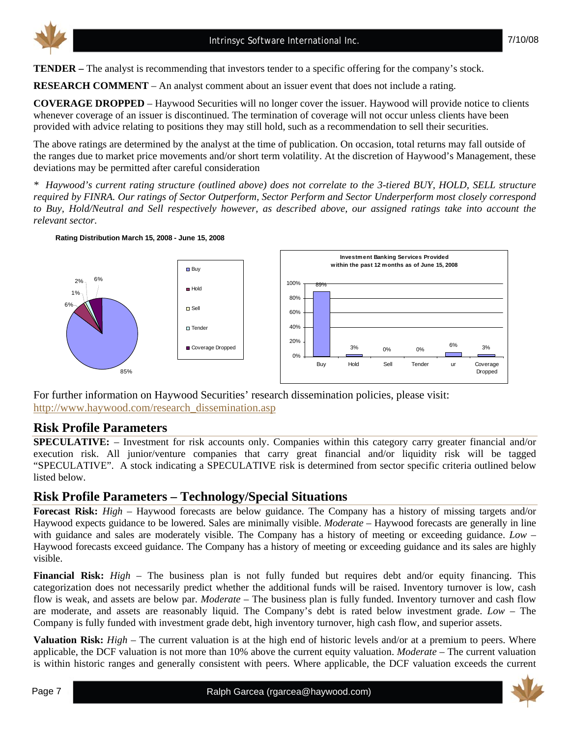**TENDER –** The analyst is recommending that investors tender to a specific offering for the company's stock.

**RESEARCH COMMENT** – An analyst comment about an issuer event that does not include a rating.

**COVERAGE DROPPED** – Haywood Securities will no longer cover the issuer. Haywood will provide notice to clients whenever coverage of an issuer is discontinued. The termination of coverage will not occur unless clients have been provided with advice relating to positions they may still hold, such as a recommendation to sell their securities.

The above ratings are determined by the analyst at the time of publication. On occasion, total returns may fall outside of the ranges due to market price movements and/or short term volatility. At the discretion of Haywood's Management, these deviations may be permitted after careful consideration

*\* Haywood's current rating structure (outlined above) does not correlate to the 3-tiered BUY, HOLD, SELL structure required by FINRA. Our ratings of Sector Outperform, Sector Perform and Sector Underperform most closely correspond to Buy, Hold/Neutral and Sell respectively however, as described above, our assigned ratings take into account the relevant sector.*

**Rating Distribution March 15, 2008 - June 15, 2008**

| Rating | Distribution |
|---|---|
| Buy | 85% |
| Hold | 6% |
| Sell | 1% |
| Tender | 2% |
| Coverage Dropped | 6% |

**Investment Banking Services Provided within the past 12 months as of June 15, 2008**

| Buy | Hold | Sell | Tender | ur | Coverage Dropped |
|---|---|---|---|---|---|
| 89% | 3% | 0% | 0% | 6% | 3% |

For further information on Haywood Securities' research dissemination policies, please visit: http://www.haywood.com/research_dissemination.asp

## Risk Profile Parameters

**SPECULATIVE:** – Investment for risk accounts only. Companies within this category carry greater financial and/or execution risk. All junior/venture companies that carry great financial and/or liquidity risk will be tagged "SPECULATIVE". A stock indicating a SPECULATIVE risk is determined from sector specific criteria outlined below listed below.

## Risk Profile Parameters – Technology/Special Situations

**Forecast Risk:** *High* – Haywood forecasts are below guidance. The Company has a history of missing targets and/or Haywood expects guidance to be lowered. Sales are minimally visible. *Moderate* – Haywood forecasts are generally in line with guidance and sales are moderately visible. The Company has a history of meeting or exceeding guidance. *Low* – Haywood forecasts exceed guidance. The Company has a history of meeting or exceeding guidance and its sales are highly visible.

**Financial Risk:** *High* – The business plan is not fully funded but requires debt and/or equity financing. This categorization does not necessarily predict whether the additional funds will be raised. Inventory turnover is low, cash flow is weak, and assets are below par. *Moderate* – The business plan is fully funded. Inventory turnover and cash flow are moderate, and assets are reasonably liquid. The Company's debt is rated below investment grade. *Low* – The Company is fully funded with investment grade debt, high inventory turnover, high cash flow, and superior assets.

**Valuation Risk:** *High* – The current valuation is at the high end of historic levels and/or at a premium to peers. Where applicable, the DCF valuation is not more than 10% above the current equity valuation. *Moderate* – The current valuation is within historic ranges and generally consistent with peers. Where applicable, the DCF valuation exceeds the current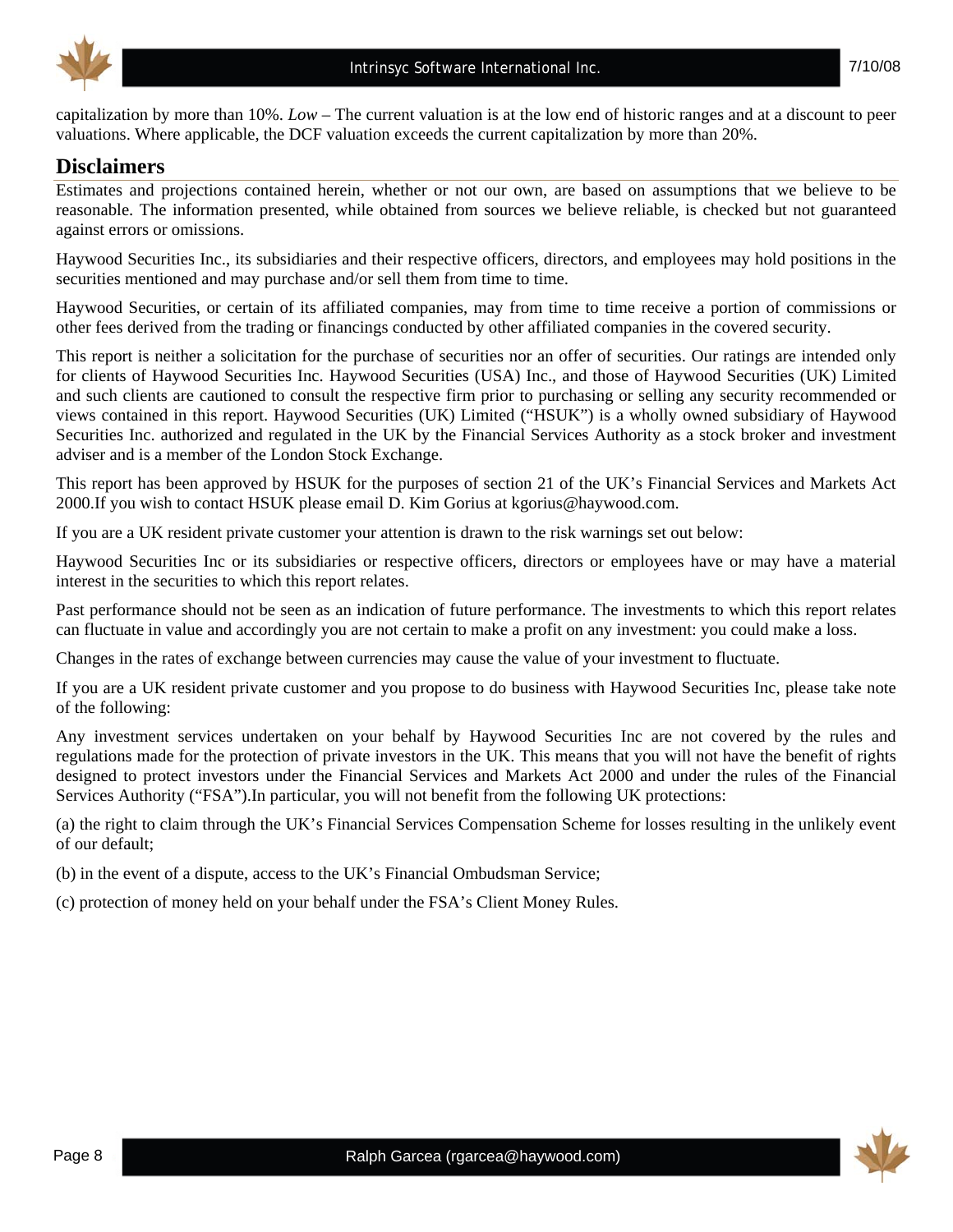capitalization by more than 10%. *Low* – The current valuation is at the low end of historic ranges and at a discount to peer valuations. Where applicable, the DCF valuation exceeds the current capitalization by more than 20%.

## Disclaimers

Estimates and projections contained herein, whether or not our own, are based on assumptions that we believe to be reasonable. The information presented, while obtained from sources we believe reliable, is checked but not guaranteed against errors or omissions.

Haywood Securities Inc., its subsidiaries and their respective officers, directors, and employees may hold positions in the securities mentioned and may purchase and/or sell them from time to time.

Haywood Securities, or certain of its affiliated companies, may from time to time receive a portion of commissions or other fees derived from the trading or financings conducted by other affiliated companies in the covered security.

This report is neither a solicitation for the purchase of securities nor an offer of securities. Our ratings are intended only for clients of Haywood Securities Inc. Haywood Securities (USA) Inc., and those of Haywood Securities (UK) Limited and such clients are cautioned to consult the respective firm prior to purchasing or selling any security recommended or views contained in this report. Haywood Securities (UK) Limited ("HSUK") is a wholly owned subsidiary of Haywood Securities Inc. authorized and regulated in the UK by the Financial Services Authority as a stock broker and investment adviser and is a member of the London Stock Exchange.

This report has been approved by HSUK for the purposes of section 21 of the UK's Financial Services and Markets Act 2000.If you wish to contact HSUK please email D. Kim Gorius at kgorius@haywood.com.

If you are a UK resident private customer your attention is drawn to the risk warnings set out below:

Haywood Securities Inc or its subsidiaries or respective officers, directors or employees have or may have a material interest in the securities to which this report relates.

Past performance should not be seen as an indication of future performance. The investments to which this report relates can fluctuate in value and accordingly you are not certain to make a profit on any investment: you could make a loss.

Changes in the rates of exchange between currencies may cause the value of your investment to fluctuate.

If you are a UK resident private customer and you propose to do business with Haywood Securities Inc, please take note of the following:

Any investment services undertaken on your behalf by Haywood Securities Inc are not covered by the rules and regulations made for the protection of private investors in the UK. This means that you will not have the benefit of rights designed to protect investors under the Financial Services and Markets Act 2000 and under the rules of the Financial Services Authority ("FSA").In particular, you will not benefit from the following UK protections:

(a) the right to claim through the UK's Financial Services Compensation Scheme for losses resulting in the unlikely event of our default;

(b) in the event of a dispute, access to the UK's Financial Ombudsman Service;

(c) protection of money held on your behalf under the FSA's Client Money Rules.